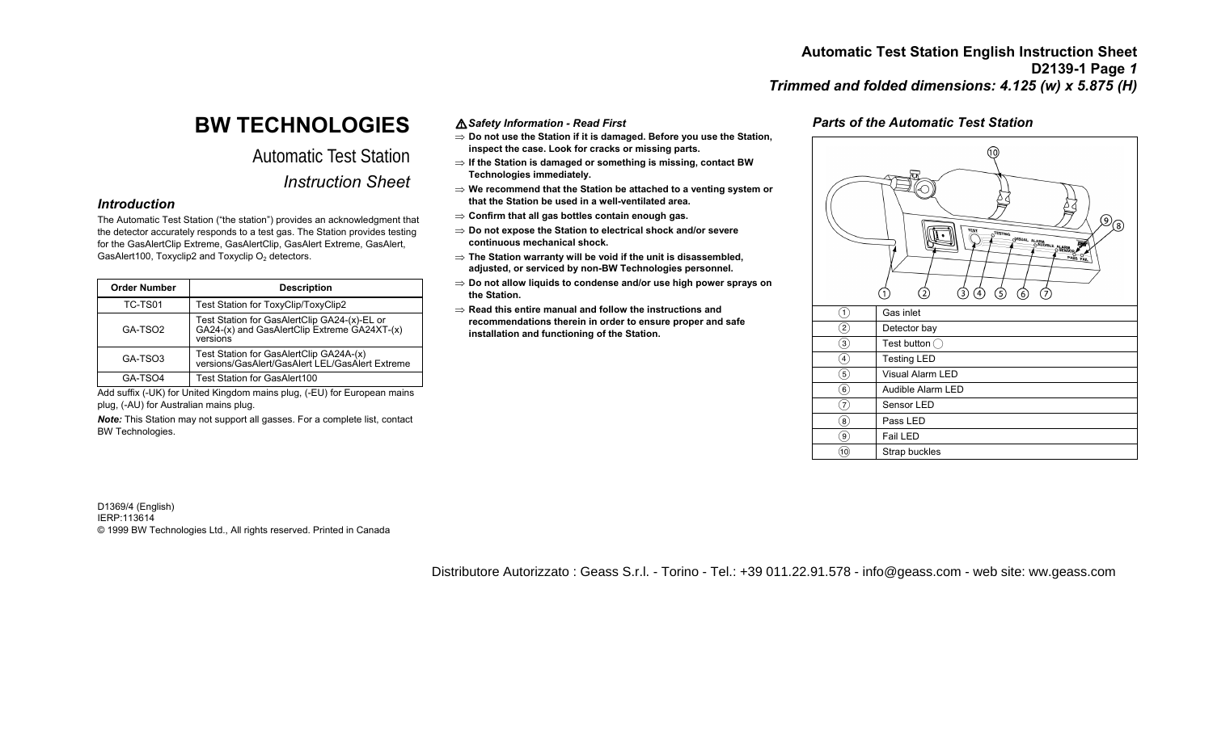# BW TECHNOLOGIES

## Automatic Test Station

### *Instruction Sheet*

### *Introduction*

The Automatic Test Station ("the station") provides an acknowledgment that the detector accurately responds to a test gas. The Station provides testing for the GasAlertClip Extreme, GasAlertClip, GasAlert Extreme, GasAlert, GasAlert100, Toxyclip2 and Toxyclip $O_2$ detectors.

| Order Number | Description |
|---|---|
| TC-TS01 | Test Station for ToxyClip/ToxyClip2 |
| GA-TSO2 | Test Station for GasAlertClip GA24-(x)-EL or GA24-(x) and GasAlertClip Extreme GA24XT-(x) versions |
| GA-TSO3 | Test Station for GasAlertClip GA24A-(x) versions/GasAlert/GasAlert LEL/GasAlert Extreme |
| GA-TSO4 | Test Station for GasAlert100 |

Add suffix (-UK) for United Kingdom mains plug, (-EU) for European mains plug, (-AU) for Australian mains plug.

***Note:*** This Station may not support all gasses. For a complete list, contact BW Technologies.

D1369/4 (English)
IERP:113614
© 1999 BW Technologies Ltd., All rights reserved. Printed in Canada

### ⚠ *Safety Information - Read First*

⇒ **Do not use the Station if it is damaged. Before you use the Station, inspect the case. Look for cracks or missing parts.**

⇒ **If the Station is damaged or something is missing, contact BW Technologies immediately.**

⇒ **We recommend that the Station be attached to a venting system or that the Station be used in a well-ventilated area.**

⇒ **Confirm that all gas bottles contain enough gas.**

⇒ **Do not expose the Station to electrical shock and/or severe continuous mechanical shock.**

⇒ **The Station warranty will be void if the unit is disassembled, adjusted, or serviced by non-BW Technologies personnel.**

⇒ **Do not allow liquids to condense and/or use high power sprays on the Station.**

⇒ **Read this entire manual and follow the instructions and recommendations therein in order to ensure proper and safe installation and functioning of the Station.**

### *Parts of the Automatic Test Station*

| # | Part |
|---|---|
| ① | Gas inlet |
| ② | Detector bay |
| ③ | Test button ◯ |
| ④ | Testing LED |
| ⑤ | Visual Alarm LED |
| ⑥ | Audible Alarm LED |
| ⑦ | Sensor LED |
| ⑧ | Pass LED |
| ⑨ | Fail LED |
| ⑩ | Strap buckles |

Distributore Autorizzato : Geass S.r.l. - Torino - Tel.: +39 011.22.91.578 - info@geass.com - web site: ww.geass.com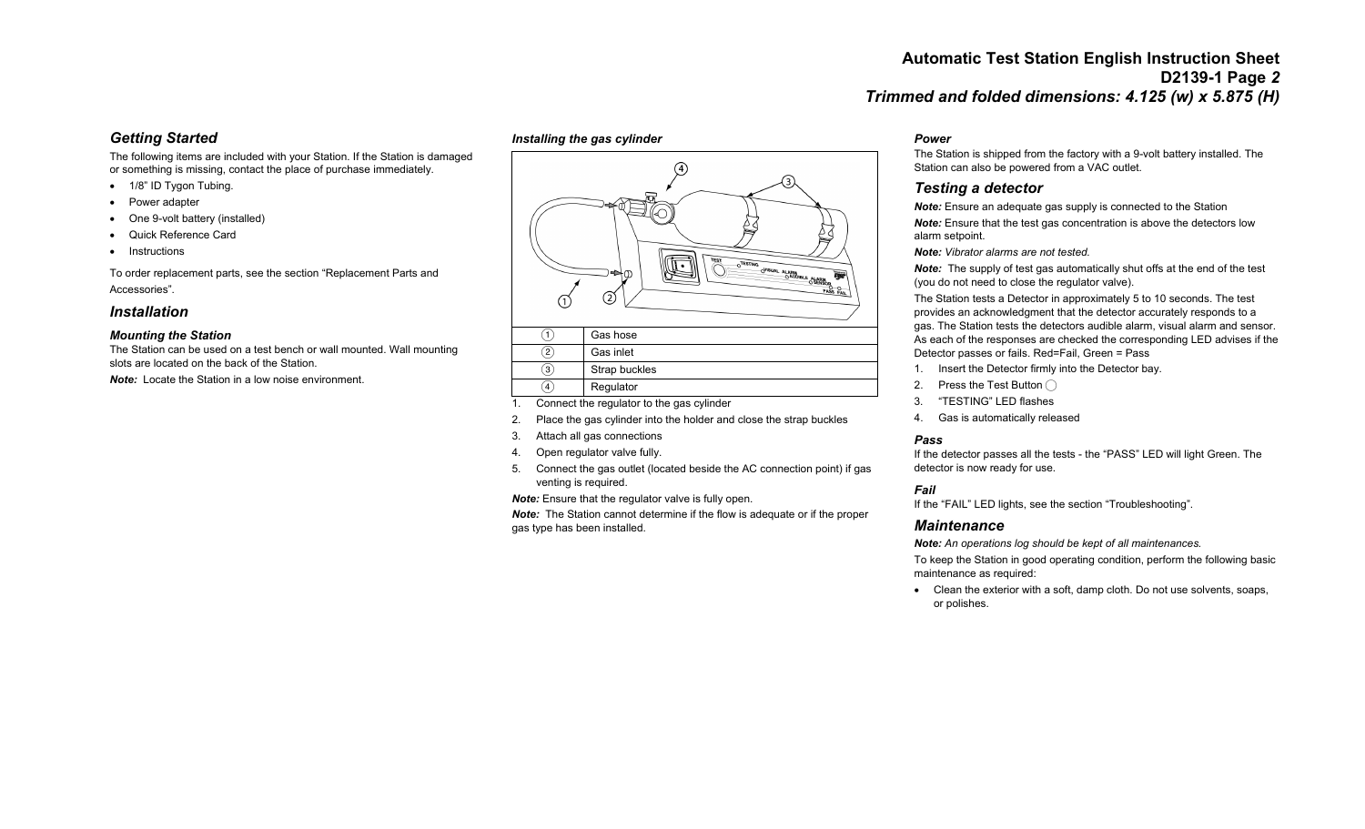# Automatic Test Station English Instruction Sheet
# D2139-1 Page *2*
# *Trimmed and folded dimensions: 4.125 (w) x 5.875 (H)*

## *Getting Started*

The following items are included with your Station. If the Station is damaged or something is missing, contact the place of purchase immediately.

- 1/8" ID Tygon Tubing.
- Power adapter
- One 9-volt battery (installed)
- Quick Reference Card
- Instructions

To order replacement parts, see the section "Replacement Parts and Accessories".

## *Installation*

### *Mounting the Station*

The Station can be used on a test bench or wall mounted. Wall mounting slots are located on the back of the Station.

***Note:*** Locate the Station in a low noise environment.

### *Installing the gas cylinder*

| | |
|---|---|
| ① | Gas hose |
| ② | Gas inlet |
| ③ | Strap buckles |
| ④ | Regulator |

1. Connect the regulator to the gas cylinder
2. Place the gas cylinder into the holder and close the strap buckles
3. Attach all gas connections
4. Open regulator valve fully.
5. Connect the gas outlet (located beside the AC connection point) if gas venting is required.

***Note:*** Ensure that the regulator valve is fully open.

***Note:*** The Station cannot determine if the flow is adequate or if the proper gas type has been installed.

### *Power*

The Station is shipped from the factory with a 9-volt battery installed. The Station can also be powered from a VAC outlet.

## *Testing a detector*

***Note:*** Ensure an adequate gas supply is connected to the Station

***Note:*** Ensure that the test gas concentration is above the detectors low alarm setpoint.

***Note:*** *Vibrator alarms are not tested.*

***Note:*** The supply of test gas automatically shut offs at the end of the test (you do not need to close the regulator valve).

The Station tests a Detector in approximately 5 to 10 seconds. The test provides an acknowledgment that the detector accurately responds to a gas. The Station tests the detectors audible alarm, visual alarm and sensor. As each of the responses are checked the corresponding LED advises if the Detector passes or fails. Red=Fail, Green = Pass

1. Insert the Detector firmly into the Detector bay.
2. Press the Test Button ○
3. "TESTING" LED flashes
4. Gas is automatically released

### *Pass*

If the detector passes all the tests - the "PASS" LED will light Green. The detector is now ready for use.

### *Fail*

If the "FAIL" LED lights, see the section "Troubleshooting".

## *Maintenance*

***Note:*** *An operations log should be kept of all maintenances.*

To keep the Station in good operating condition, perform the following basic maintenance as required:

- Clean the exterior with a soft, damp cloth. Do not use solvents, soaps, or polishes.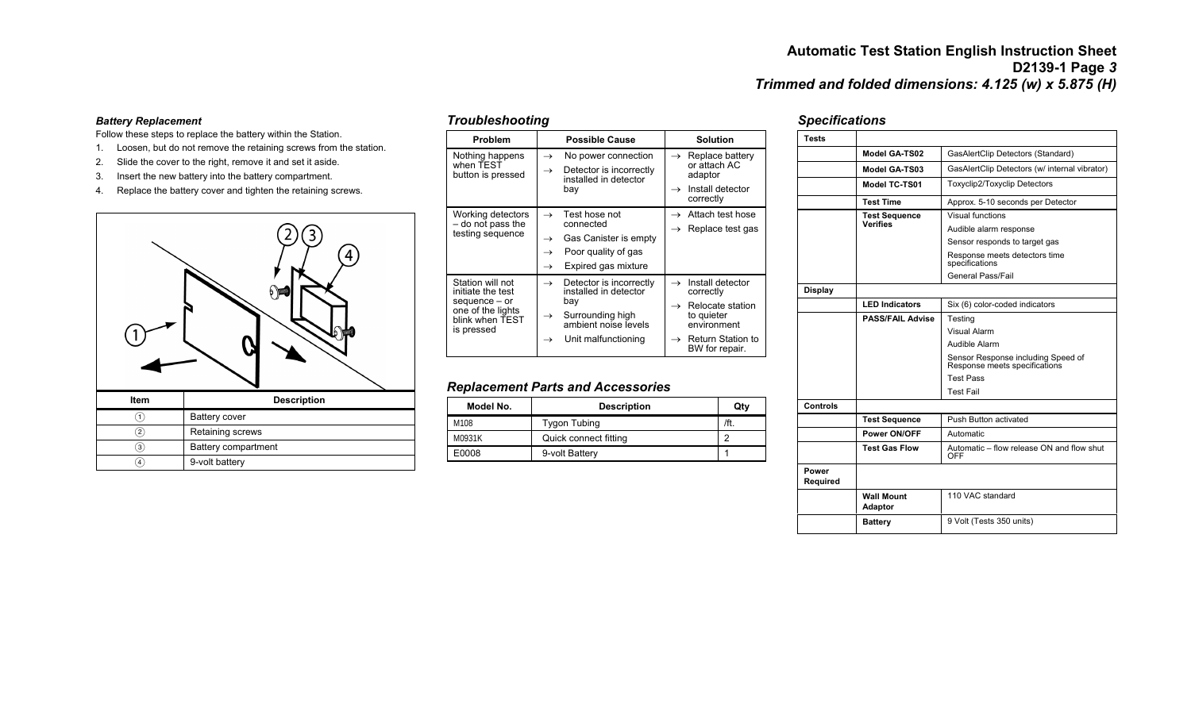# Automatic Test Station English Instruction Sheet
# D2139-1 Page *3*
# *Trimmed and folded dimensions: 4.125 (w) x 5.875 (H)*

***Battery Replacement***

Follow these steps to replace the battery within the Station.

1. Loosen, but do not remove the retaining screws from the station.
2. Slide the cover to the right, remove it and set it aside.
3. Insert the new battery into the battery compartment.
4. Replace the battery cover and tighten the retaining screws.

| Item | Description |
| --- | --- |
| ① | Battery cover |
| ② | Retaining screws |
| ③ | Battery compartment |
| ④ | 9-volt battery |

## *Troubleshooting*

| Problem | Possible Cause | Solution |
| --- | --- | --- |
| Nothing happens when TEST button is pressed | → No power connection<br>→ Detector is incorrectly installed in detector bay | → Replace battery or attach AC adaptor<br>→ Install detector correctly |
| Working detectors – do not pass the testing sequence | → Test hose not connected<br>→ Gas Canister is empty<br>→ Poor quality of gas<br>→ Expired gas mixture | → Attach test hose<br>→ Replace test gas |
| Station will not initiate the test sequence – or one of the lights blink when TEST is pressed | → Detector is incorrectly installed in detector bay<br>→ Surrounding high ambient noise levels<br>→ Unit malfunctioning | → Install detector correctly<br>→ Relocate station to quieter environment<br>→ Return Station to BW for repair. |

## *Replacement Parts and Accessories*

| Model No. | Description | Qty |
| --- | --- | --- |
| M108 | Tygon Tubing | /ft. |
| M0931K | Quick connect fitting | 2 |
| E0008 | 9-volt Battery | 1 |

## *Specifications*

| | | |
| --- | --- | --- |
| **Tests** | | |
| | **Model GA-TS02** | GasAlertClip Detectors (Standard) |
| | **Model GA-TS03** | GasAlertClip Detectors (w/ internal vibrator) |
| | **Model TC-TS01** | Toxyclip2/Toxyclip Detectors |
| | **Test Time** | Approx. 5-10 seconds per Detector |
| | **Test Sequence Verifies** | Visual functions<br>Audible alarm response<br>Sensor responds to target gas<br>Response meets detectors time specifications<br>General Pass/Fail |
| **Display** | | |
| | **LED Indicators** | Six (6) color-coded indicators |
| | **PASS/FAIL Advise** | Testing<br>Visual Alarm<br>Audible Alarm<br>Sensor Response including Speed of Response meets specifications<br>Test Pass<br>Test Fail |
| **Controls** | | |
| | **Test Sequence** | Push Button activated |
| | **Power ON/OFF** | Automatic |
| | **Test Gas Flow** | Automatic – flow release ON and flow shut OFF |
| **Power Required** | | |
| | **Wall Mount Adaptor** | 110 VAC standard |
| | **Battery** | 9 Volt (Tests 350 units) |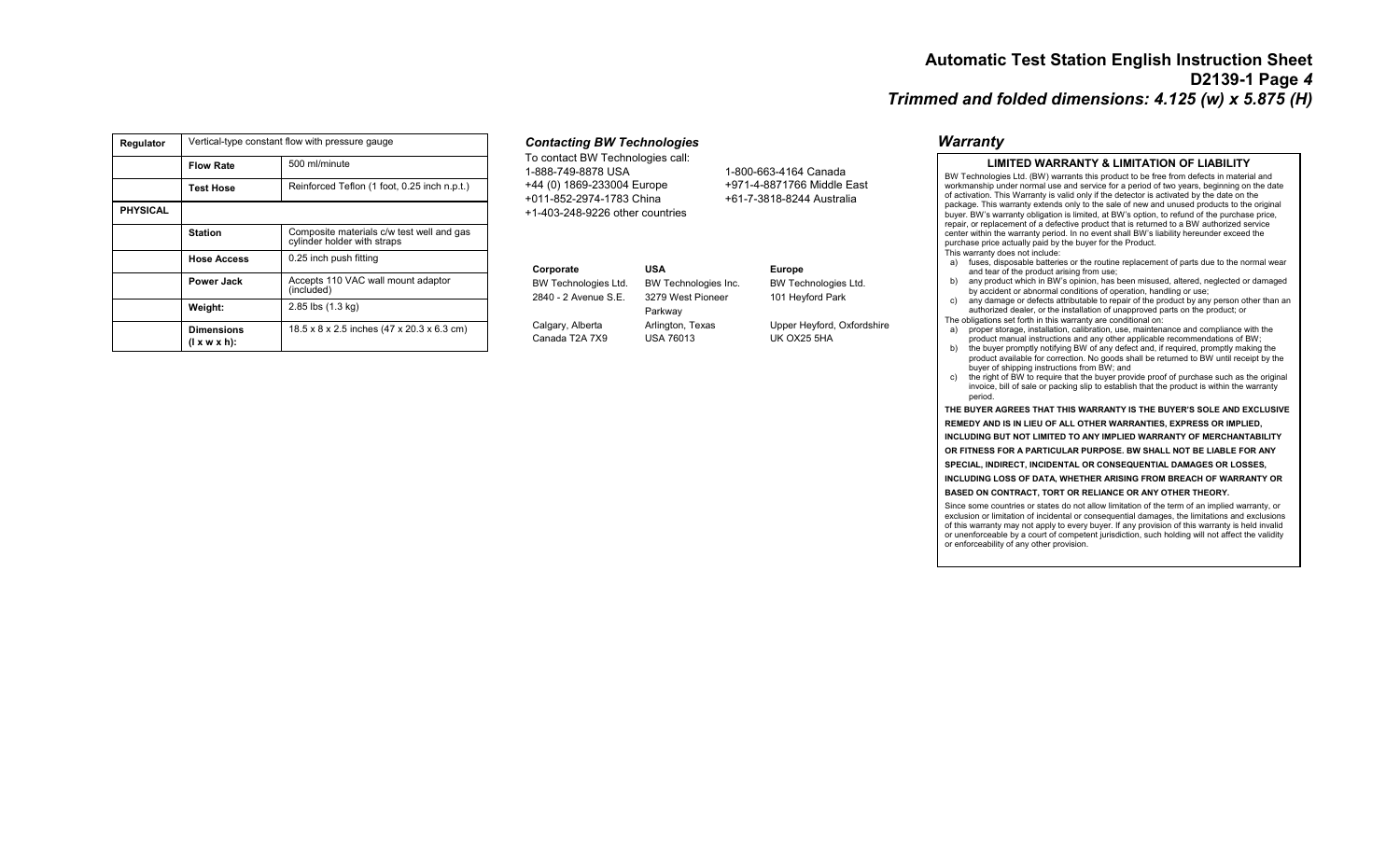# Automatic Test Station English Instruction Sheet

# D2139-1 Page *4*

***Trimmed and folded dimensions: 4.125 (w) x 5.875 (H)***

| | | |
|---|---|---|
| **Regulator** | Vertical-type constant flow with pressure gauge | |
| | **Flow Rate** | 500 ml/minute |
| | **Test Hose** | Reinforced Teflon (1 foot, 0.25 inch n.p.t.) |
| **PHYSICAL** | | |
| | **Station** | Composite materials c/w test well and gas cylinder holder with straps |
| | **Hose Access** | 0.25 inch push fitting |
| | **Power Jack** | Accepts 110 VAC wall mount adaptor (included) |
| | **Weight:** | 2.85 lbs (1.3 kg) |
| | **Dimensions (l x w x h):** | 18.5 x 8 x 2.5 inches (47 x 20.3 x 6.3 cm) |

## *Contacting BW Technologies*

To contact BW Technologies call:

1-888-749-8878 USA
1-800-663-4164 Canada
+44 (0) 1869-233004 Europe
+971-4-8871766 Middle East
+011-852-2974-1783 China
+61-7-3818-8244 Australia
+1-403-248-9226 other countries

| Corporate | USA | Europe |
|---|---|---|
| BW Technologies Ltd. | BW Technologies Inc. | BW Technologies Ltd. |
| 2840 - 2 Avenue S.E. | 3279 West Pioneer Parkway | 101 Heyford Park |
| Calgary, Alberta | Arlington, Texas | Upper Heyford, Oxfordshire |
| Canada T2A 7X9 | USA 76013 | UK OX25 5HA |

## *Warranty*

### LIMITED WARRANTY & LIMITATION OF LIABILITY

BW Technologies Ltd. (BW) warrants this product to be free from defects in material and workmanship under normal use and service for a period of two years, beginning on the date of activation. This Warranty is valid only if the detector is activated by the date on the package. This warranty extends only to the sale of new and unused products to the original buyer. BW's warranty obligation is limited, at BW's option, to refund of the purchase price, repair, or replacement of a defective product that is returned to a BW authorized service center within the warranty period. In no event shall BW's liability hereunder exceed the purchase price actually paid by the buyer for the Product.

This warranty does not include:

a) fuses, disposable batteries or the routine replacement of parts due to the normal wear and tear of the product arising from use;
b) any product which in BW's opinion, has been misused, altered, neglected or damaged by accident or abnormal conditions of operation, handling or use;
c) any damage or defects attributable to repair of the product by any person other than an authorized dealer, or the installation of unapproved parts on the product; or

The obligations set forth in this warranty are conditional on:

a) proper storage, installation, calibration, use, maintenance and compliance with the product manual instructions and any other applicable recommendations of BW;
b) the buyer promptly notifying BW of any defect and, if required, promptly making the product available for correction. No goods shall be returned to BW until receipt by the buyer of shipping instructions from BW; and
c) the right of BW to require that the buyer provide proof of purchase such as the original invoice, bill of sale or packing slip to establish that the product is within the warranty period.

**THE BUYER AGREES THAT THIS WARRANTY IS THE BUYER'S SOLE AND EXCLUSIVE REMEDY AND IS IN LIEU OF ALL OTHER WARRANTIES, EXPRESS OR IMPLIED, INCLUDING BUT NOT LIMITED TO ANY IMPLIED WARRANTY OF MERCHANTABILITY OR FITNESS FOR A PARTICULAR PURPOSE. BW SHALL NOT BE LIABLE FOR ANY SPECIAL, INDIRECT, INCIDENTAL OR CONSEQUENTIAL DAMAGES OR LOSSES, INCLUDING LOSS OF DATA, WHETHER ARISING FROM BREACH OF WARRANTY OR BASED ON CONTRACT, TORT OR RELIANCE OR ANY OTHER THEORY.**

Since some countries or states do not allow limitation of the term of an implied warranty, or exclusion or limitation of incidental or consequential damages, the limitations and exclusions of this warranty may not apply to every buyer. If any provision of this warranty is held invalid or unenforceable by a court of competent jurisdiction, such holding will not affect the validity or enforceability of any other provision.